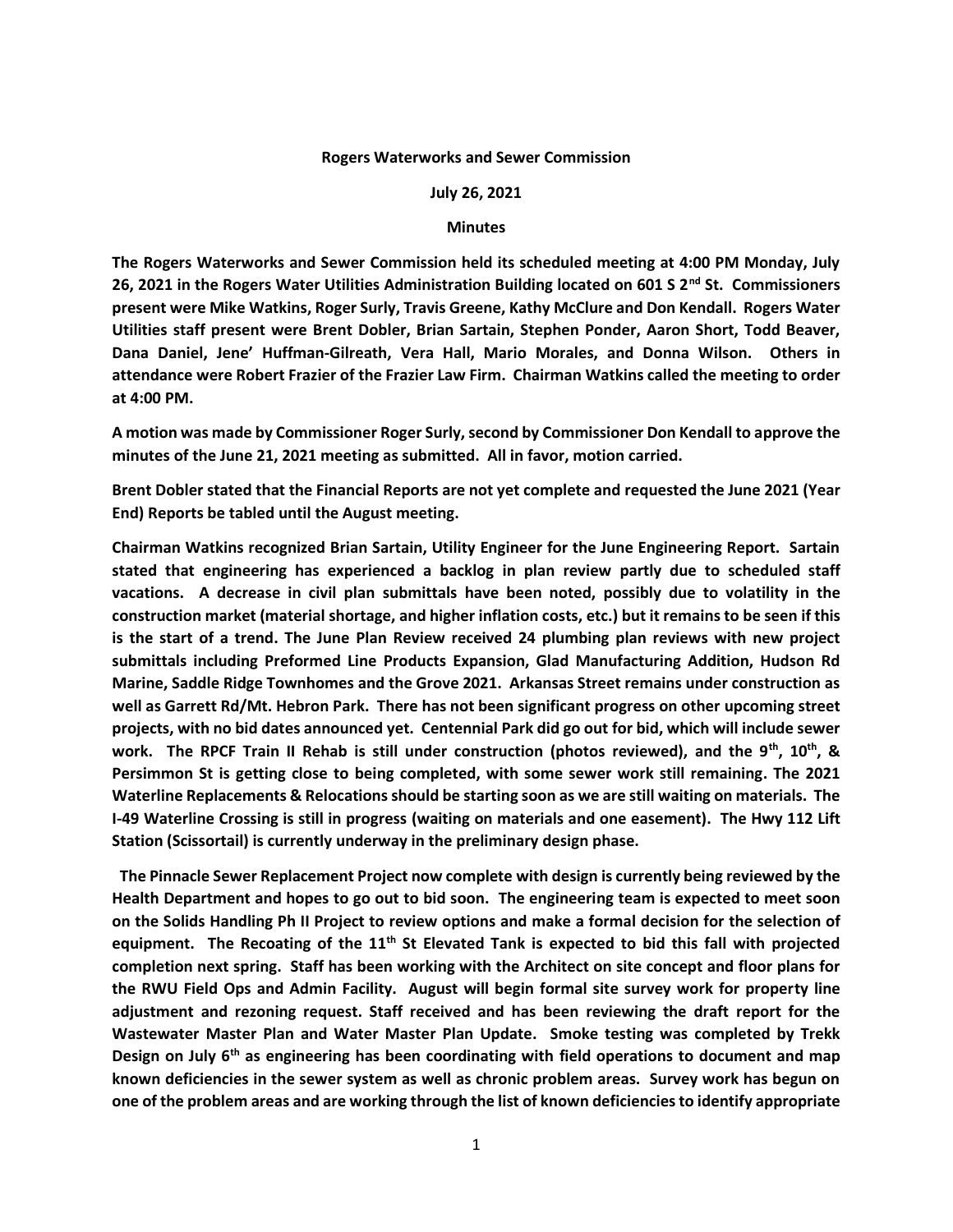**Rogers Waterworks and Sewer Commission**

**July 26, 2021**

**Minutes**

**The Rogers Waterworks and Sewer Commission held its scheduled meeting at 4:00 PM Monday, July 26, 2021 in the Rogers Water Utilities Administration Building located on 601 S 2nd St. Commissioners present were Mike Watkins, Roger Surly, Travis Greene, Kathy McClure and Don Kendall. Rogers Water Utilities staff present were Brent Dobler, Brian Sartain, Stephen Ponder, Aaron Short, Todd Beaver, Dana Daniel, Jene' Huffman-Gilreath, Vera Hall, Mario Morales, and Donna Wilson. Others in attendance were Robert Frazier of the Frazier Law Firm. Chairman Watkins called the meeting to order at 4:00 PM.**

**A motion was made by Commissioner Roger Surly, second by Commissioner Don Kendall to approve the minutes of the June 21, 2021 meeting as submitted. All in favor, motion carried.**

**Brent Dobler stated that the Financial Reports are not yet complete and requested the June 2021 (Year End) Reports be tabled until the August meeting.**

**Chairman Watkins recognized Brian Sartain, Utility Engineer for the June Engineering Report. Sartain stated that engineering has experienced a backlog in plan review partly due to scheduled staff vacations. A decrease in civil plan submittals have been noted, possibly due to volatility in the construction market (material shortage, and higher inflation costs, etc.) but it remains to be seen if this is the start of a trend. The June Plan Review received 24 plumbing plan reviews with new project submittals including Preformed Line Products Expansion, Glad Manufacturing Addition, Hudson Rd Marine, Saddle Ridge Townhomes and the Grove 2021. Arkansas Street remains under construction as well as Garrett Rd/Mt. Hebron Park. There has not been significant progress on other upcoming street projects, with no bid dates announced yet. Centennial Park did go out for bid, which will include sewer work. The RPCF Train II Rehab is still under construction (photos reviewed), and the 9th, 10th, & Persimmon St is getting close to being completed, with some sewer work still remaining. The 2021 Waterline Replacements & Relocations should be starting soon as we are still waiting on materials. The I-49 Waterline Crossing is still in progress (waiting on materials and one easement). The Hwy 112 Lift Station (Scissortail) is currently underway in the preliminary design phase.**

**The Pinnacle Sewer Replacement Project now complete with design is currently being reviewed by the Health Department and hopes to go out to bid soon. The engineering team is expected to meet soon on the Solids Handling Ph II Project to review options and make a formal decision for the selection of equipment. The Recoating of the 11th St Elevated Tank is expected to bid this fall with projected completion next spring. Staff has been working with the Architect on site concept and floor plans for the RWU Field Ops and Admin Facility. August will begin formal site survey work for property line adjustment and rezoning request. Staff received and has been reviewing the draft report for the Wastewater Master Plan and Water Master Plan Update. Smoke testing was completed by Trekk Design on July 6th as engineering has been coordinating with field operations to document and map known deficiencies in the sewer system as well as chronic problem areas. Survey work has begun on one of the problem areas and are working through the list of known deficiencies to identify appropriate**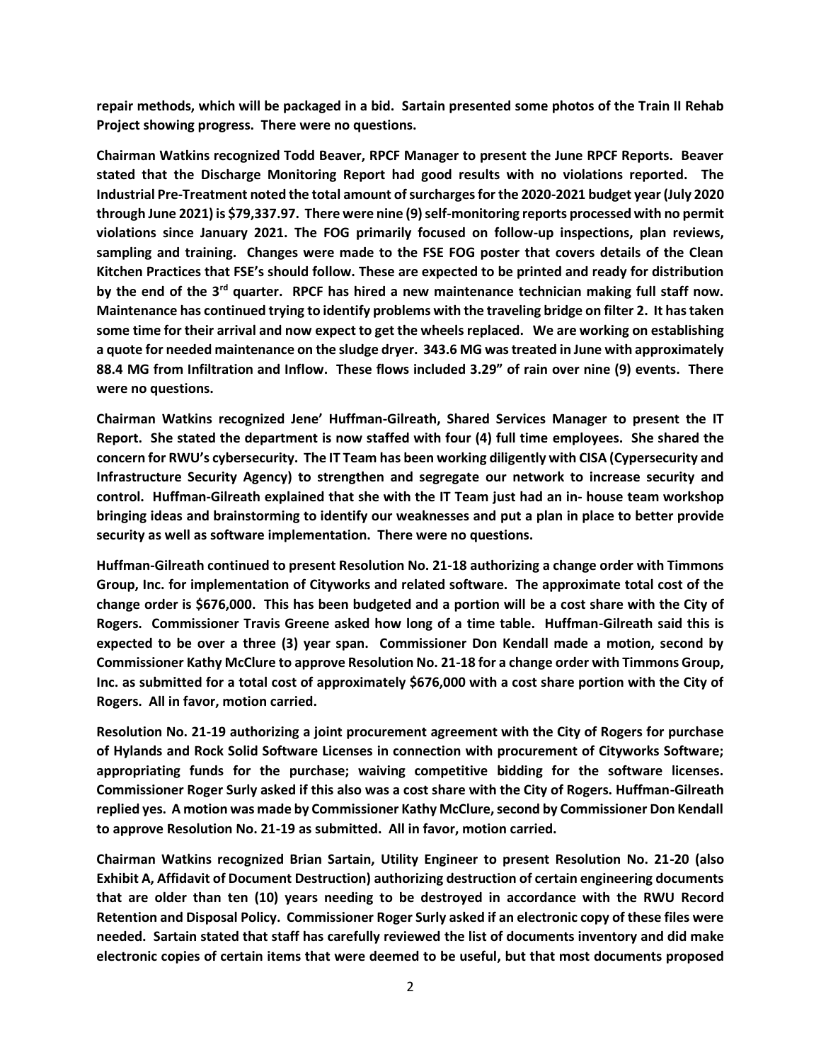**repair methods, which will be packaged in a bid. Sartain presented some photos of the Train II Rehab Project showing progress. There were no questions.**

**Chairman Watkins recognized Todd Beaver, RPCF Manager to present the June RPCF Reports. Beaver stated that the Discharge Monitoring Report had good results with no violations reported. The Industrial Pre-Treatment noted the total amount of surcharges for the 2020-2021 budget year (July 2020 through June 2021) is $79,337.97. There were nine (9) self-monitoring reports processed with no permit violations since January 2021. The FOG primarily focused on follow-up inspections, plan reviews, sampling and training. Changes were made to the FSE FOG poster that covers details of the Clean Kitchen Practices that FSE's should follow. These are expected to be printed and ready for distribution by the end of the 3rd quarter. RPCF has hired a new maintenance technician making full staff now. Maintenance has continued trying to identify problems with the traveling bridge on filter 2. It has taken some time for their arrival and now expect to get the wheels replaced. We are working on establishing a quote for needed maintenance on the sludge dryer. 343.6 MG was treated in June with approximately 88.4 MG from Infiltration and Inflow. These flows included 3.29" of rain over nine (9) events. There were no questions.**

**Chairman Watkins recognized Jene' Huffman-Gilreath, Shared Services Manager to present the IT Report. She stated the department is now staffed with four (4) full time employees. She shared the concern for RWU's cybersecurity. The IT Team has been working diligently with CISA (Cypersecurity and Infrastructure Security Agency) to strengthen and segregate our network to increase security and control. Huffman-Gilreath explained that she with the IT Team just had an in- house team workshop bringing ideas and brainstorming to identify our weaknesses and put a plan in place to better provide security as well as software implementation. There were no questions.**

**Huffman-Gilreath continued to present Resolution No. 21-18 authorizing a change order with Timmons Group, Inc. for implementation of Cityworks and related software. The approximate total cost of the change order is $676,000. This has been budgeted and a portion will be a cost share with the City of Rogers. Commissioner Travis Greene asked how long of a time table. Huffman-Gilreath said this is expected to be over a three (3) year span. Commissioner Don Kendall made a motion, second by Commissioner Kathy McClure to approve Resolution No. 21-18 for a change order with Timmons Group, Inc. as submitted for a total cost of approximately $676,000 with a cost share portion with the City of Rogers. All in favor, motion carried.**

**Resolution No. 21-19 authorizing a joint procurement agreement with the City of Rogers for purchase of Hylands and Rock Solid Software Licenses in connection with procurement of Cityworks Software; appropriating funds for the purchase; waiving competitive bidding for the software licenses. Commissioner Roger Surly asked if this also was a cost share with the City of Rogers. Huffman-Gilreath replied yes. A motion was made by Commissioner Kathy McClure, second by Commissioner Don Kendall to approve Resolution No. 21-19 as submitted. All in favor, motion carried.**

**Chairman Watkins recognized Brian Sartain, Utility Engineer to present Resolution No. 21-20 (also Exhibit A, Affidavit of Document Destruction) authorizing destruction of certain engineering documents that are older than ten (10) years needing to be destroyed in accordance with the RWU Record Retention and Disposal Policy. Commissioner Roger Surly asked if an electronic copy of these files were needed. Sartain stated that staff has carefully reviewed the list of documents inventory and did make electronic copies of certain items that were deemed to be useful, but that most documents proposed**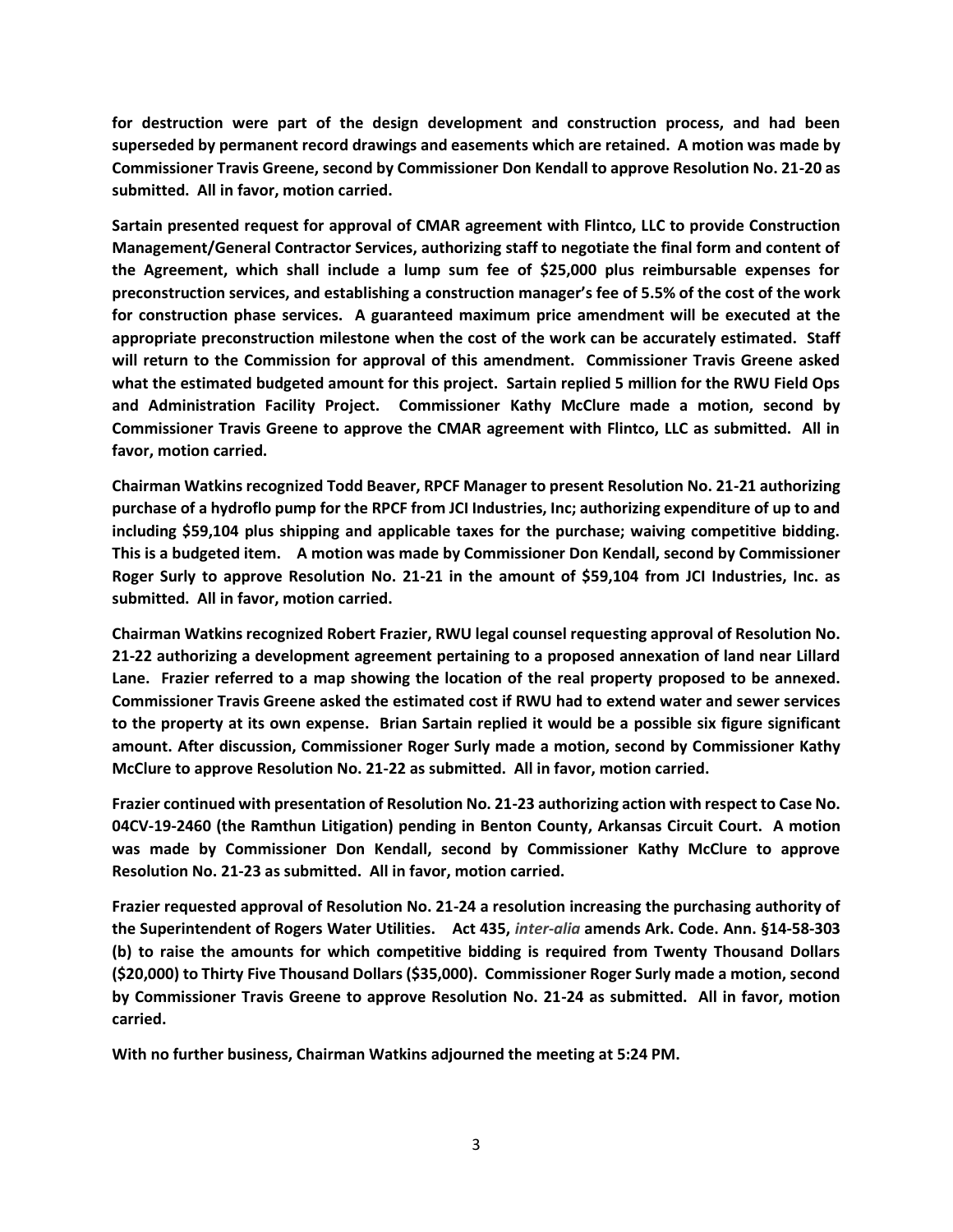**for destruction were part of the design development and construction process, and had been superseded by permanent record drawings and easements which are retained. A motion was made by Commissioner Travis Greene, second by Commissioner Don Kendall to approve Resolution No. 21-20 as submitted. All in favor, motion carried.**

**Sartain presented request for approval of CMAR agreement with Flintco, LLC to provide Construction Management/General Contractor Services, authorizing staff to negotiate the final form and content of the Agreement, which shall include a lump sum fee of $25,000 plus reimbursable expenses for preconstruction services, and establishing a construction manager's fee of 5.5% of the cost of the work for construction phase services. A guaranteed maximum price amendment will be executed at the appropriate preconstruction milestone when the cost of the work can be accurately estimated. Staff will return to the Commission for approval of this amendment. Commissioner Travis Greene asked what the estimated budgeted amount for this project. Sartain replied 5 million for the RWU Field Ops and Administration Facility Project. Commissioner Kathy McClure made a motion, second by Commissioner Travis Greene to approve the CMAR agreement with Flintco, LLC as submitted. All in favor, motion carried.**

**Chairman Watkins recognized Todd Beaver, RPCF Manager to present Resolution No. 21-21 authorizing purchase of a hydroflo pump for the RPCF from JCI Industries, Inc; authorizing expenditure of up to and including $59,104 plus shipping and applicable taxes for the purchase; waiving competitive bidding. This is a budgeted item. A motion was made by Commissioner Don Kendall, second by Commissioner Roger Surly to approve Resolution No. 21-21 in the amount of $59,104 from JCI Industries, Inc. as submitted. All in favor, motion carried.**

**Chairman Watkins recognized Robert Frazier, RWU legal counsel requesting approval of Resolution No. 21-22 authorizing a development agreement pertaining to a proposed annexation of land near Lillard Lane. Frazier referred to a map showing the location of the real property proposed to be annexed. Commissioner Travis Greene asked the estimated cost if RWU had to extend water and sewer services to the property at its own expense. Brian Sartain replied it would be a possible six figure significant amount. After discussion, Commissioner Roger Surly made a motion, second by Commissioner Kathy McClure to approve Resolution No. 21-22 as submitted. All in favor, motion carried.**

**Frazier continued with presentation of Resolution No. 21-23 authorizing action with respect to Case No. 04CV-19-2460 (the Ramthun Litigation) pending in Benton County, Arkansas Circuit Court. A motion was made by Commissioner Don Kendall, second by Commissioner Kathy McClure to approve Resolution No. 21-23 as submitted. All in favor, motion carried.**

**Frazier requested approval of Resolution No. 21-24 a resolution increasing the purchasing authority of the Superintendent of Rogers Water Utilities. Act 435, *inter-alia* amends Ark. Code. Ann. §14-58-303 (b) to raise the amounts for which competitive bidding is required from Twenty Thousand Dollars ($20,000) to Thirty Five Thousand Dollars ($35,000). Commissioner Roger Surly made a motion, second by Commissioner Travis Greene to approve Resolution No. 21-24 as submitted. All in favor, motion carried.**

**With no further business, Chairman Watkins adjourned the meeting at 5:24 PM.**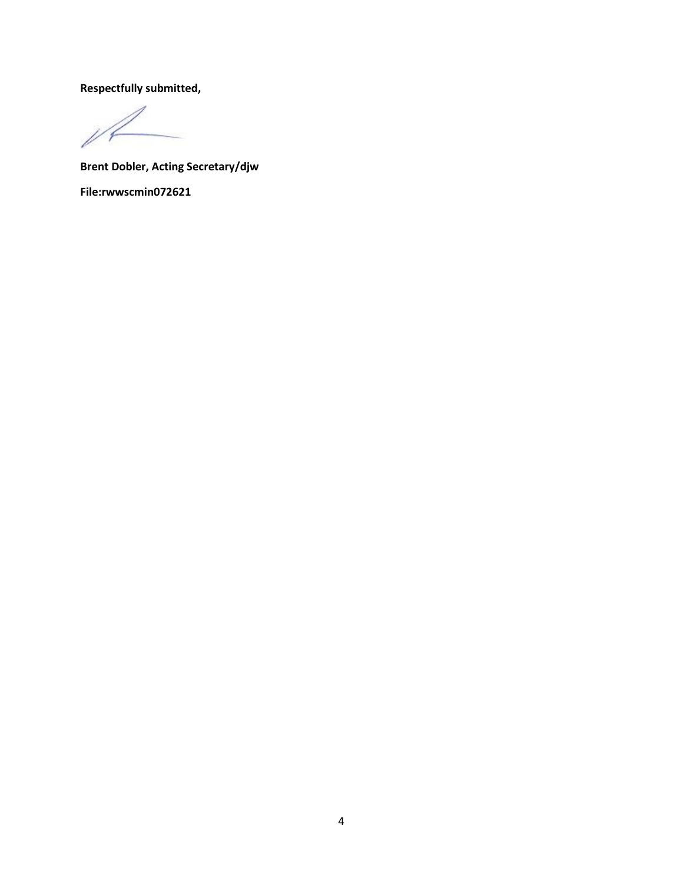**Respectfully submitted,**

**Brent Dobler, Acting Secretary/djw**

**File:rwwscmin072621**